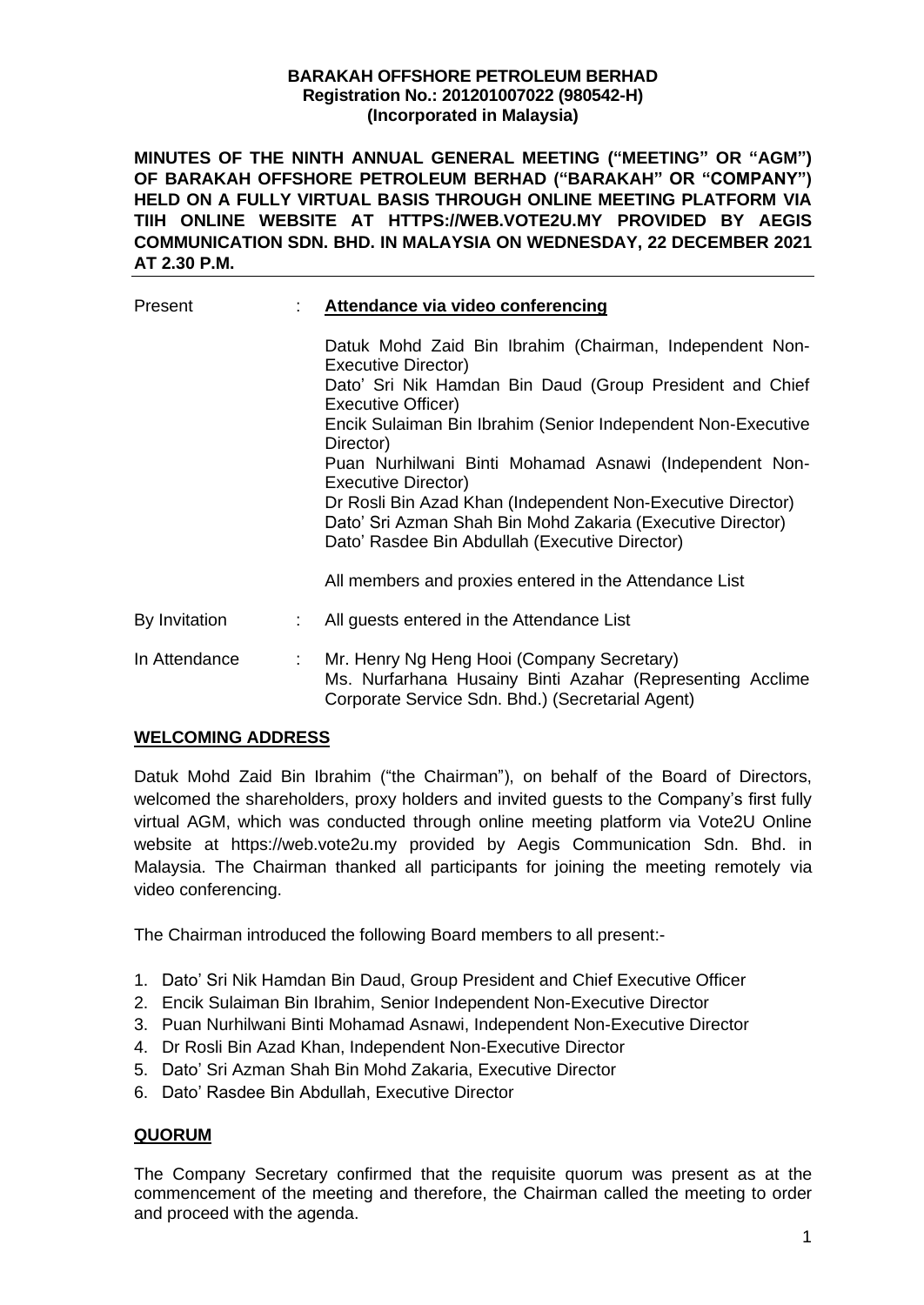**BARAKAH OFFSHORE PETROLEUM BERHAD**
**Registration No.: 201201007022 (980542-H)**
**(Incorporated in Malaysia)**

**MINUTES OF THE NINTH ANNUAL GENERAL MEETING ("MEETING" OR "AGM") OF BARAKAH OFFSHORE PETROLEUM BERHAD ("BARAKAH" OR "COMPANY") HELD ON A FULLY VIRTUAL BASIS THROUGH ONLINE MEETING PLATFORM VIA TIIH ONLINE WEBSITE AT HTTPS://WEB.VOTE2U.MY PROVIDED BY AEGIS COMMUNICATION SDN. BHD. IN MALAYSIA ON WEDNESDAY, 22 DECEMBER 2021 AT 2.30 P.M.**

---

Present : **Attendance via video conferencing**

Datuk Mohd Zaid Bin Ibrahim (Chairman, Independent Non-Executive Director)
Dato' Sri Nik Hamdan Bin Daud (Group President and Chief Executive Officer)
Encik Sulaiman Bin Ibrahim (Senior Independent Non-Executive Director)
Puan Nurhilwani Binti Mohamad Asnawi (Independent Non-Executive Director)
Dr Rosli Bin Azad Khan (Independent Non-Executive Director)
Dato' Sri Azman Shah Bin Mohd Zakaria (Executive Director)
Dato' Rasdee Bin Abdullah (Executive Director)

All members and proxies entered in the Attendance List

By Invitation : All guests entered in the Attendance List

In Attendance : Mr. Henry Ng Heng Hooi (Company Secretary)
Ms. Nurfarhana Husainy Binti Azahar (Representing Acclime Corporate Service Sdn. Bhd.) (Secretarial Agent)

## WELCOMING ADDRESS

Datuk Mohd Zaid Bin Ibrahim ("the Chairman"), on behalf of the Board of Directors, welcomed the shareholders, proxy holders and invited guests to the Company's first fully virtual AGM, which was conducted through online meeting platform via Vote2U Online website at https://web.vote2u.my provided by Aegis Communication Sdn. Bhd. in Malaysia. The Chairman thanked all participants for joining the meeting remotely via video conferencing.

The Chairman introduced the following Board members to all present:-

1. Dato' Sri Nik Hamdan Bin Daud, Group President and Chief Executive Officer
2. Encik Sulaiman Bin Ibrahim, Senior Independent Non-Executive Director
3. Puan Nurhilwani Binti Mohamad Asnawi, Independent Non-Executive Director
4. Dr Rosli Bin Azad Khan, Independent Non-Executive Director
5. Dato' Sri Azman Shah Bin Mohd Zakaria, Executive Director
6. Dato' Rasdee Bin Abdullah, Executive Director

## QUORUM

The Company Secretary confirmed that the requisite quorum was present as at the commencement of the meeting and therefore, the Chairman called the meeting to order and proceed with the agenda.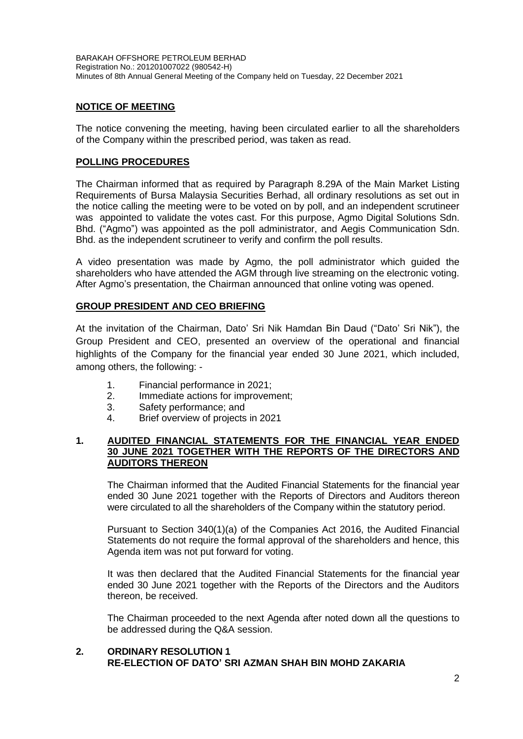## NOTICE OF MEETING

The notice convening the meeting, having been circulated earlier to all the shareholders of the Company within the prescribed period, was taken as read.

## POLLING PROCEDURES

The Chairman informed that as required by Paragraph 8.29A of the Main Market Listing Requirements of Bursa Malaysia Securities Berhad, all ordinary resolutions as set out in the notice calling the meeting were to be voted on by poll, and an independent scrutineer was appointed to validate the votes cast. For this purpose, Agmo Digital Solutions Sdn. Bhd. ("Agmo") was appointed as the poll administrator, and Aegis Communication Sdn. Bhd. as the independent scrutineer to verify and confirm the poll results.

A video presentation was made by Agmo, the poll administrator which guided the shareholders who have attended the AGM through live streaming on the electronic voting. After Agmo's presentation, the Chairman announced that online voting was opened.

## GROUP PRESIDENT AND CEO BRIEFING

At the invitation of the Chairman, Dato' Sri Nik Hamdan Bin Daud ("Dato' Sri Nik"), the Group President and CEO, presented an overview of the operational and financial highlights of the Company for the financial year ended 30 June 2021, which included, among others, the following: -

1. Financial performance in 2021;
2. Immediate actions for improvement;
3. Safety performance; and
4. Brief overview of projects in 2021

## 1. AUDITED FINANCIAL STATEMENTS FOR THE FINANCIAL YEAR ENDED 30 JUNE 2021 TOGETHER WITH THE REPORTS OF THE DIRECTORS AND AUDITORS THEREON

The Chairman informed that the Audited Financial Statements for the financial year ended 30 June 2021 together with the Reports of Directors and Auditors thereon were circulated to all the shareholders of the Company within the statutory period.

Pursuant to Section 340(1)(a) of the Companies Act 2016, the Audited Financial Statements do not require the formal approval of the shareholders and hence, this Agenda item was not put forward for voting.

It was then declared that the Audited Financial Statements for the financial year ended 30 June 2021 together with the Reports of the Directors and the Auditors thereon, be received.

The Chairman proceeded to the next Agenda after noted down all the questions to be addressed during the Q&A session.

## 2. ORDINARY RESOLUTION 1
## RE-ELECTION OF DATO' SRI AZMAN SHAH BIN MOHD ZAKARIA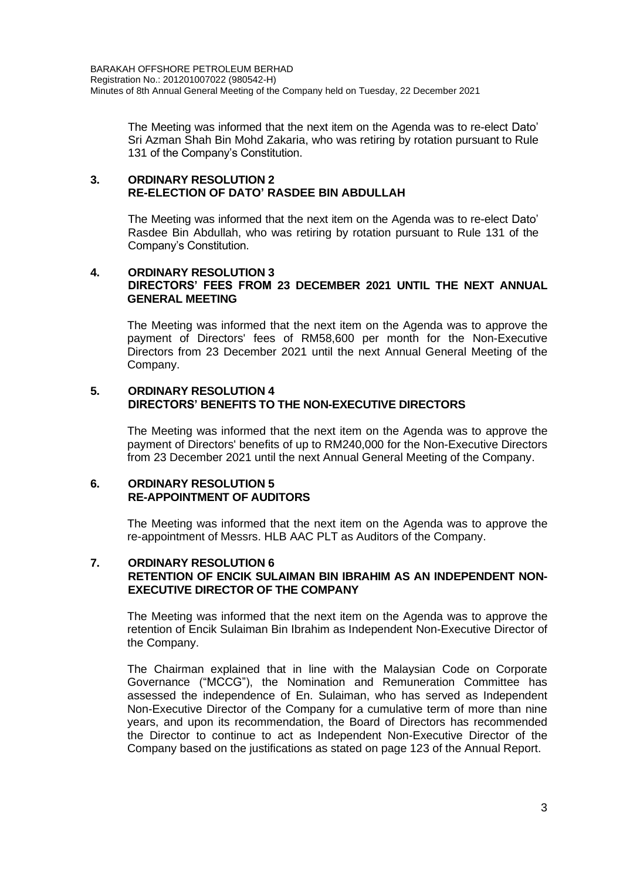The Meeting was informed that the next item on the Agenda was to re-elect Dato' Sri Azman Shah Bin Mohd Zakaria, who was retiring by rotation pursuant to Rule 131 of the Company's Constitution.

**3. ORDINARY RESOLUTION 2**
**RE-ELECTION OF DATO' RASDEE BIN ABDULLAH**

The Meeting was informed that the next item on the Agenda was to re-elect Dato' Rasdee Bin Abdullah, who was retiring by rotation pursuant to Rule 131 of the Company's Constitution.

**4. ORDINARY RESOLUTION 3**
**DIRECTORS' FEES FROM 23 DECEMBER 2021 UNTIL THE NEXT ANNUAL GENERAL MEETING**

The Meeting was informed that the next item on the Agenda was to approve the payment of Directors' fees of RM58,600 per month for the Non-Executive Directors from 23 December 2021 until the next Annual General Meeting of the Company.

**5. ORDINARY RESOLUTION 4**
**DIRECTORS' BENEFITS TO THE NON-EXECUTIVE DIRECTORS**

The Meeting was informed that the next item on the Agenda was to approve the payment of Directors' benefits of up to RM240,000 for the Non-Executive Directors from 23 December 2021 until the next Annual General Meeting of the Company.

**6. ORDINARY RESOLUTION 5**
**RE-APPOINTMENT OF AUDITORS**

The Meeting was informed that the next item on the Agenda was to approve the re-appointment of Messrs. HLB AAC PLT as Auditors of the Company.

**7. ORDINARY RESOLUTION 6**
**RETENTION OF ENCIK SULAIMAN BIN IBRAHIM AS AN INDEPENDENT NON-EXECUTIVE DIRECTOR OF THE COMPANY**

The Meeting was informed that the next item on the Agenda was to approve the retention of Encik Sulaiman Bin Ibrahim as Independent Non-Executive Director of the Company.

The Chairman explained that in line with the Malaysian Code on Corporate Governance ("MCCG"), the Nomination and Remuneration Committee has assessed the independence of En. Sulaiman, who has served as Independent Non-Executive Director of the Company for a cumulative term of more than nine years, and upon its recommendation, the Board of Directors has recommended the Director to continue to act as Independent Non-Executive Director of the Company based on the justifications as stated on page 123 of the Annual Report.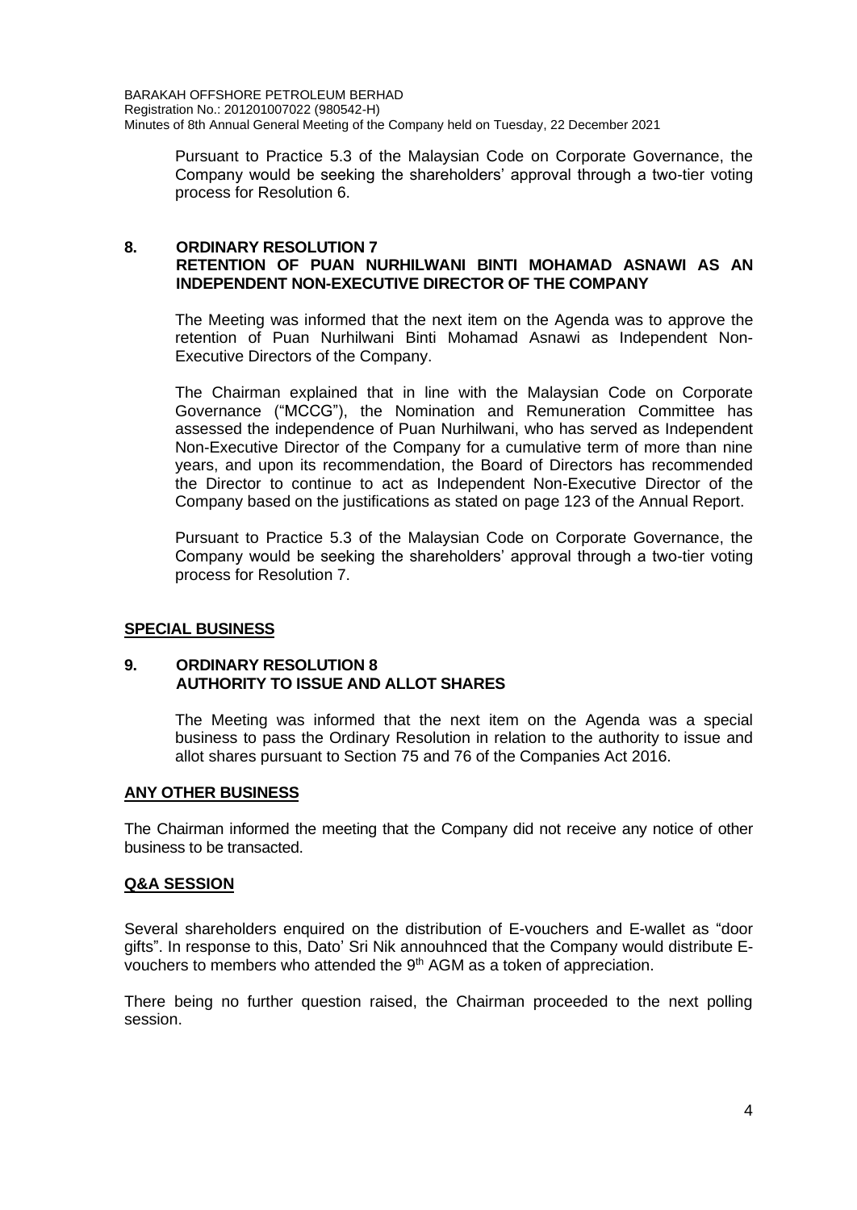Pursuant to Practice 5.3 of the Malaysian Code on Corporate Governance, the Company would be seeking the shareholders' approval through a two-tier voting process for Resolution 6.

## 8. ORDINARY RESOLUTION 7
## RETENTION OF PUAN NURHILWANI BINTI MOHAMAD ASNAWI AS AN INDEPENDENT NON-EXECUTIVE DIRECTOR OF THE COMPANY

The Meeting was informed that the next item on the Agenda was to approve the retention of Puan Nurhilwani Binti Mohamad Asnawi as Independent Non-Executive Directors of the Company.

The Chairman explained that in line with the Malaysian Code on Corporate Governance ("MCCG"), the Nomination and Remuneration Committee has assessed the independence of Puan Nurhilwani, who has served as Independent Non-Executive Director of the Company for a cumulative term of more than nine years, and upon its recommendation, the Board of Directors has recommended the Director to continue to act as Independent Non-Executive Director of the Company based on the justifications as stated on page 123 of the Annual Report.

Pursuant to Practice 5.3 of the Malaysian Code on Corporate Governance, the Company would be seeking the shareholders' approval through a two-tier voting process for Resolution 7.

## SPECIAL BUSINESS

## 9. ORDINARY RESOLUTION 8
## AUTHORITY TO ISSUE AND ALLOT SHARES

The Meeting was informed that the next item on the Agenda was a special business to pass the Ordinary Resolution in relation to the authority to issue and allot shares pursuant to Section 75 and 76 of the Companies Act 2016.

## ANY OTHER BUSINESS

The Chairman informed the meeting that the Company did not receive any notice of other business to be transacted.

## Q&A SESSION

Several shareholders enquired on the distribution of E-vouchers and E-wallet as "door gifts". In response to this, Dato' Sri Nik annouhnced that the Company would distribute E-vouchers to members who attended the 9th AGM as a token of appreciation.

There being no further question raised, the Chairman proceeded to the next polling session.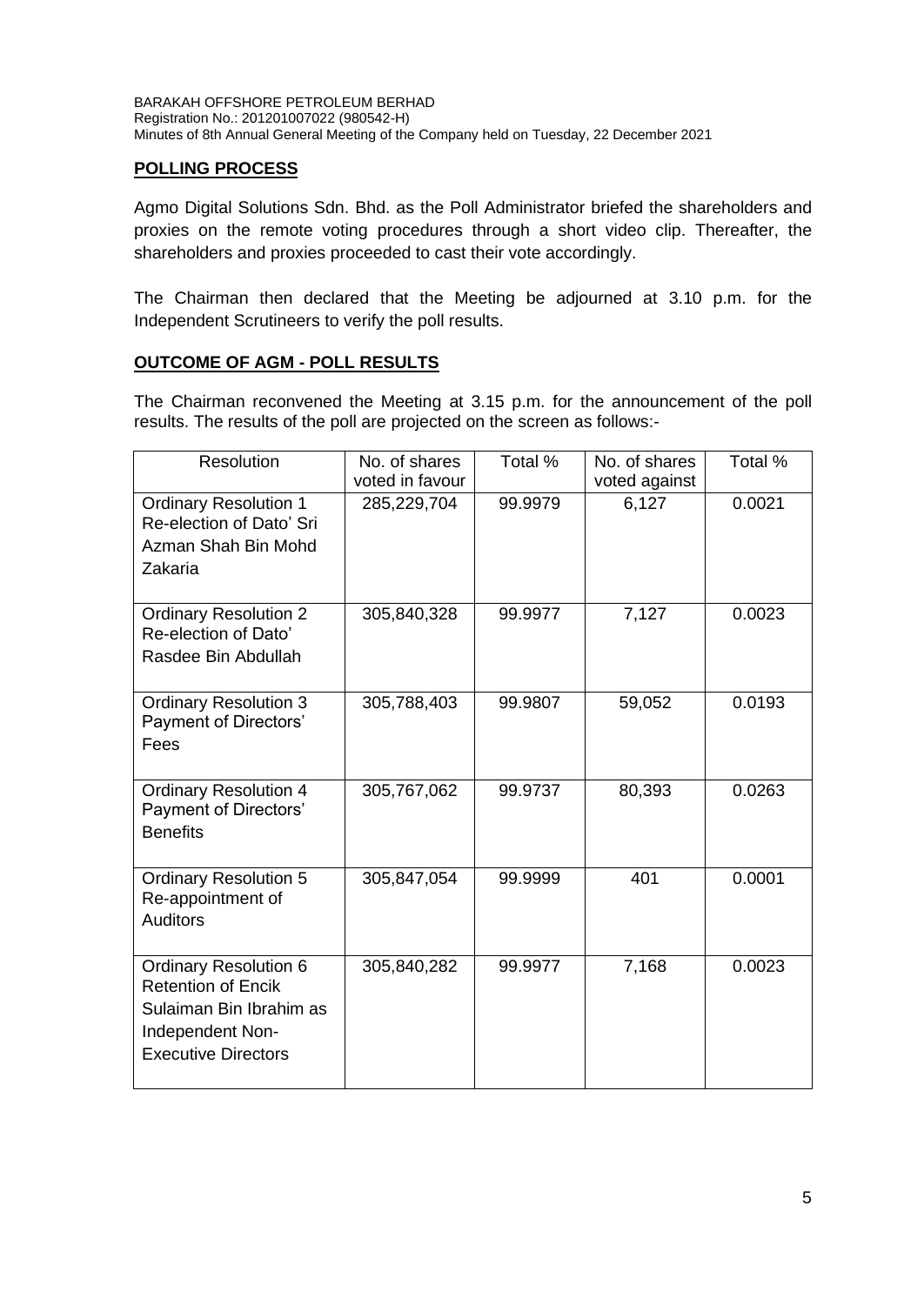## POLLING PROCESS

Agmo Digital Solutions Sdn. Bhd. as the Poll Administrator briefed the shareholders and proxies on the remote voting procedures through a short video clip. Thereafter, the shareholders and proxies proceeded to cast their vote accordingly.

The Chairman then declared that the Meeting be adjourned at 3.10 p.m. for the Independent Scrutineers to verify the poll results.

## OUTCOME OF AGM - POLL RESULTS

The Chairman reconvened the Meeting at 3.15 p.m. for the announcement of the poll results. The results of the poll are projected on the screen as follows:-

| Resolution | No. of shares voted in favour | Total % | No. of shares voted against | Total % |
|---|---|---|---|---|
| Ordinary Resolution 1 Re-election of Dato' Sri Azman Shah Bin Mohd Zakaria | 285,229,704 | 99.9979 | 6,127 | 0.0021 |
| Ordinary Resolution 2 Re-election of Dato' Rasdee Bin Abdullah | 305,840,328 | 99.9977 | 7,127 | 0.0023 |
| Ordinary Resolution 3 Payment of Directors' Fees | 305,788,403 | 99.9807 | 59,052 | 0.0193 |
| Ordinary Resolution 4 Payment of Directors' Benefits | 305,767,062 | 99.9737 | 80,393 | 0.0263 |
| Ordinary Resolution 5 Re-appointment of Auditors | 305,847,054 | 99.9999 | 401 | 0.0001 |
| Ordinary Resolution 6 Retention of Encik Sulaiman Bin Ibrahim as Independent Non-Executive Directors | 305,840,282 | 99.9977 | 7,168 | 0.0023 |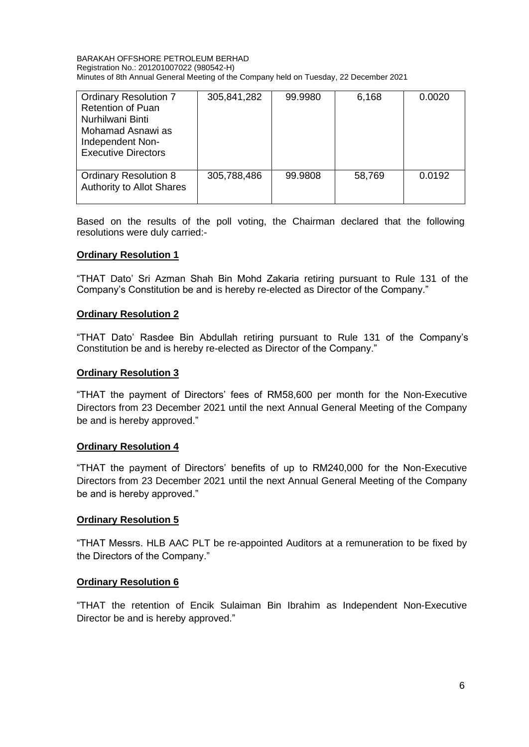| Ordinary Resolution 7 Retention of Puan Nurhilwani Binti Mohamad Asnawi as Independent Non-Executive Directors | 305,841,282 | 99.9980 | 6,168 | 0.0020 |
|---|---|---|---|---|
| Ordinary Resolution 8 Authority to Allot Shares | 305,788,486 | 99.9808 | 58,769 | 0.0192 |

Based on the results of the poll voting, the Chairman declared that the following resolutions were duly carried:-

**Ordinary Resolution 1**

"THAT Dato' Sri Azman Shah Bin Mohd Zakaria retiring pursuant to Rule 131 of the Company's Constitution be and is hereby re-elected as Director of the Company."

**Ordinary Resolution 2**

"THAT Dato' Rasdee Bin Abdullah retiring pursuant to Rule 131 of the Company's Constitution be and is hereby re-elected as Director of the Company."

**Ordinary Resolution 3**

"THAT the payment of Directors' fees of RM58,600 per month for the Non-Executive Directors from 23 December 2021 until the next Annual General Meeting of the Company be and is hereby approved."

**Ordinary Resolution 4**

"THAT the payment of Directors' benefits of up to RM240,000 for the Non-Executive Directors from 23 December 2021 until the next Annual General Meeting of the Company be and is hereby approved."

**Ordinary Resolution 5**

"THAT Messrs. HLB AAC PLT be re-appointed Auditors at a remuneration to be fixed by the Directors of the Company."

**Ordinary Resolution 6**

"THAT the retention of Encik Sulaiman Bin Ibrahim as Independent Non-Executive Director be and is hereby approved."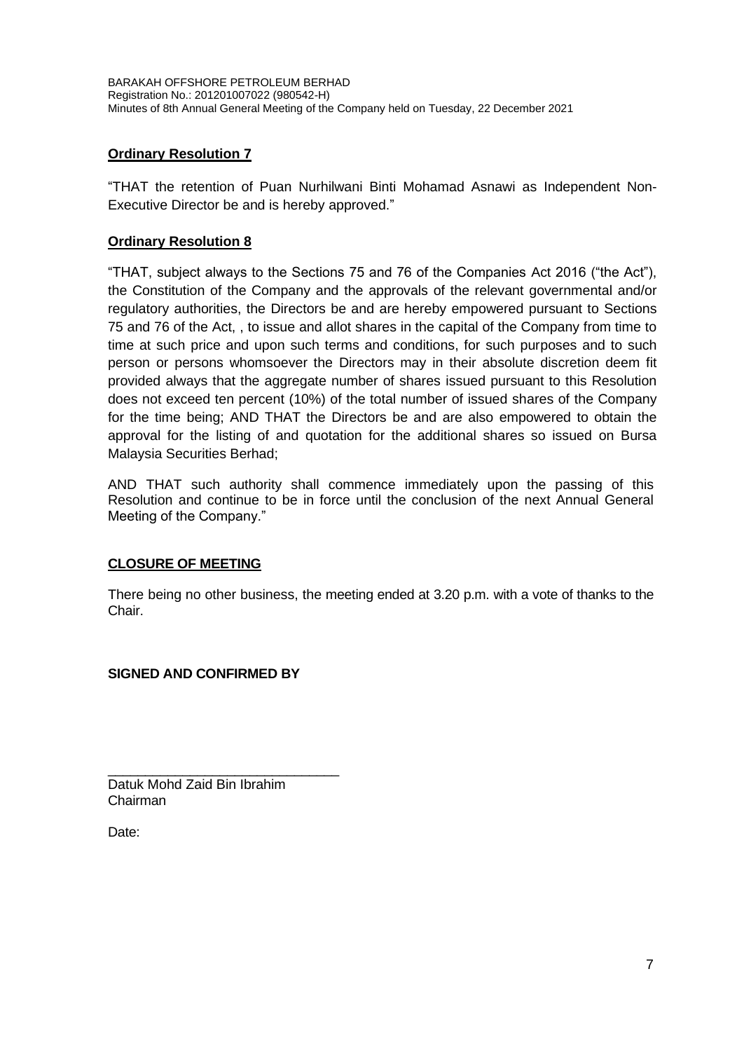**Ordinary Resolution 7**

"THAT the retention of Puan Nurhilwani Binti Mohamad Asnawi as Independent Non-Executive Director be and is hereby approved."

**Ordinary Resolution 8**

"THAT, subject always to the Sections 75 and 76 of the Companies Act 2016 ("the Act"), the Constitution of the Company and the approvals of the relevant governmental and/or regulatory authorities, the Directors be and are hereby empowered pursuant to Sections 75 and 76 of the Act, , to issue and allot shares in the capital of the Company from time to time at such price and upon such terms and conditions, for such purposes and to such person or persons whomsoever the Directors may in their absolute discretion deem fit provided always that the aggregate number of shares issued pursuant to this Resolution does not exceed ten percent (10%) of the total number of issued shares of the Company for the time being; AND THAT the Directors be and are also empowered to obtain the approval for the listing of and quotation for the additional shares so issued on Bursa Malaysia Securities Berhad;

AND THAT such authority shall commence immediately upon the passing of this Resolution and continue to be in force until the conclusion of the next Annual General Meeting of the Company."

**CLOSURE OF MEETING**

There being no other business, the meeting ended at 3.20 p.m. with a vote of thanks to the Chair.

**SIGNED AND CONFIRMED BY**

\_\_\_\_\_\_\_\_\_\_\_\_\_\_\_\_\_\_\_\_\_\_\_\_\_\_\_\_\_\_\_
Datuk Mohd Zaid Bin Ibrahim
Chairman

Date: